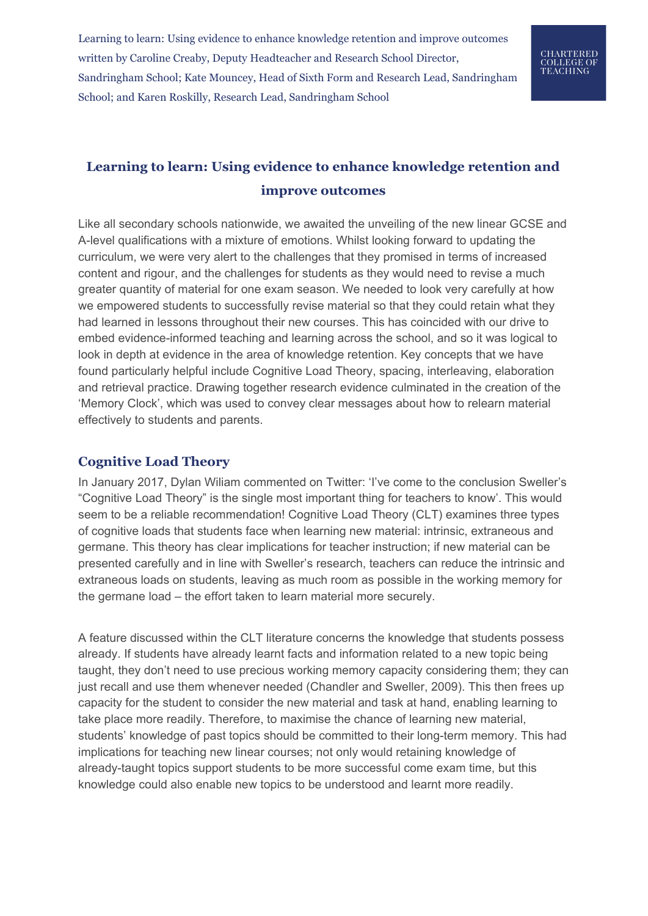# Learning to learn: Using evidence to enhance knowledge retention and improve outcomes

Like all secondary schools nationwide, we awaited the unveiling of the new linear GCSE and A-level qualifications with a mixture of emotions. Whilst looking forward to updating the curriculum, we were very alert to the challenges that they promised in terms of increased content and rigour, and the challenges for students as they would need to revise a much greater quantity of material for one exam season. We needed to look very carefully at how we empowered students to successfully revise material so that they could retain what they had learned in lessons throughout their new courses. This has coincided with our drive to embed evidence-informed teaching and learning across the school, and so it was logical to look in depth at evidence in the area of knowledge retention. Key concepts that we have found particularly helpful include Cognitive Load Theory, spacing, interleaving, elaboration and retrieval practice. Drawing together research evidence culminated in the creation of the 'Memory Clock', which was used to convey clear messages about how to relearn material effectively to students and parents.

## Cognitive Load Theory

In January 2017, Dylan Wiliam commented on Twitter: 'I've come to the conclusion Sweller's "Cognitive Load Theory" is the single most important thing for teachers to know'. This would seem to be a reliable recommendation! Cognitive Load Theory (CLT) examines three types of cognitive loads that students face when learning new material: intrinsic, extraneous and germane. This theory has clear implications for teacher instruction; if new material can be presented carefully and in line with Sweller's research, teachers can reduce the intrinsic and extraneous loads on students, leaving as much room as possible in the working memory for the germane load – the effort taken to learn material more securely.

A feature discussed within the CLT literature concerns the knowledge that students possess already. If students have already learnt facts and information related to a new topic being taught, they don't need to use precious working memory capacity considering them; they can just recall and use them whenever needed (Chandler and Sweller, 2009). This then frees up capacity for the student to consider the new material and task at hand, enabling learning to take place more readily. Therefore, to maximise the chance of learning new material, students' knowledge of past topics should be committed to their long-term memory. This had implications for teaching new linear courses; not only would retaining knowledge of already-taught topics support students to be more successful come exam time, but this knowledge could also enable new topics to be understood and learnt more readily.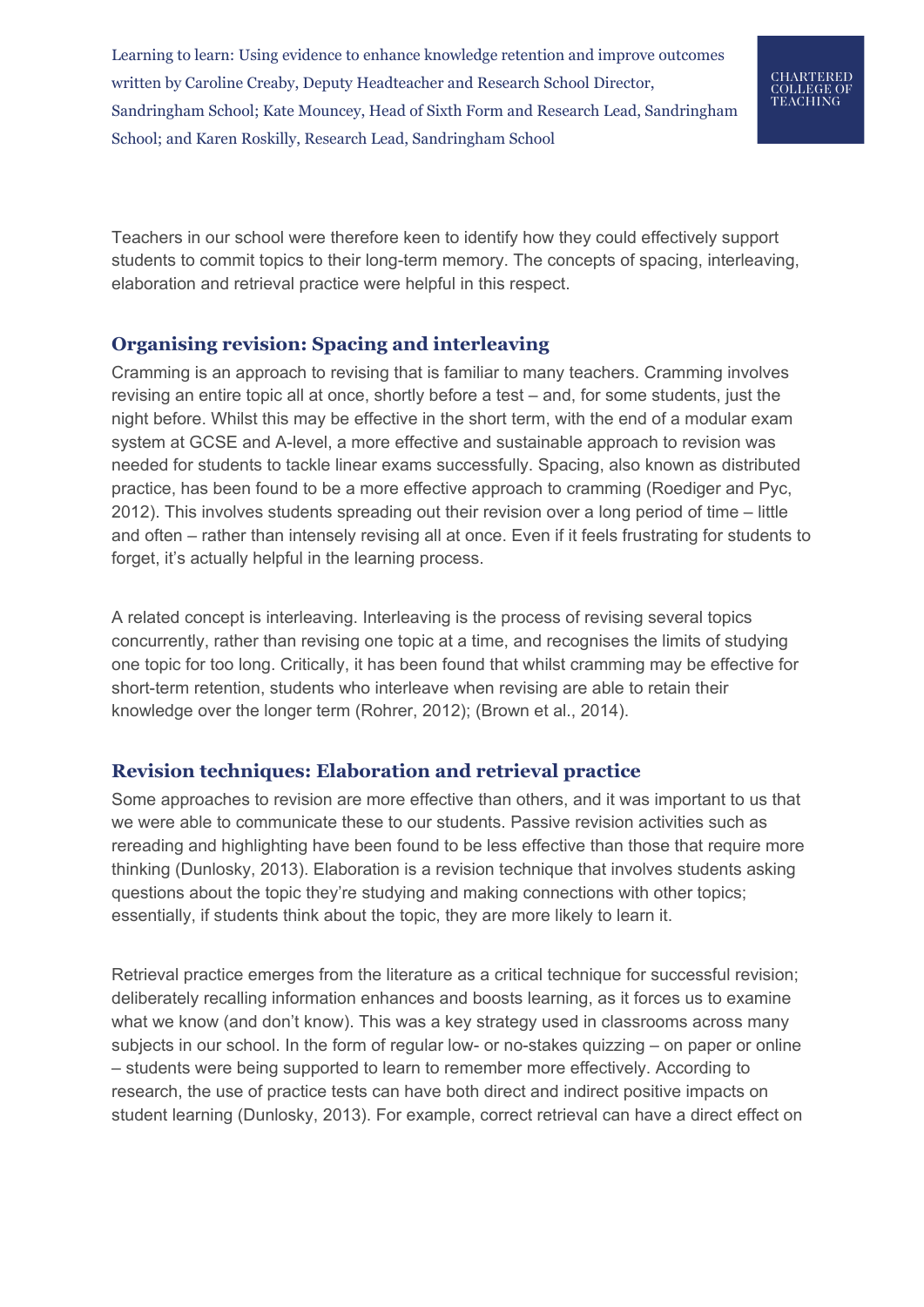Teachers in our school were therefore keen to identify how they could effectively support students to commit topics to their long-term memory. The concepts of spacing, interleaving, elaboration and retrieval practice were helpful in this respect.

## Organising revision: Spacing and interleaving

Cramming is an approach to revising that is familiar to many teachers. Cramming involves revising an entire topic all at once, shortly before a test – and, for some students, just the night before. Whilst this may be effective in the short term, with the end of a modular exam system at GCSE and A-level, a more effective and sustainable approach to revision was needed for students to tackle linear exams successfully. Spacing, also known as distributed practice, has been found to be a more effective approach to cramming (Roediger and Pyc, 2012). This involves students spreading out their revision over a long period of time – little and often – rather than intensely revising all at once. Even if it feels frustrating for students to forget, it's actually helpful in the learning process.

A related concept is interleaving. Interleaving is the process of revising several topics concurrently, rather than revising one topic at a time, and recognises the limits of studying one topic for too long. Critically, it has been found that whilst cramming may be effective for short-term retention, students who interleave when revising are able to retain their knowledge over the longer term (Rohrer, 2012); (Brown et al., 2014).

## Revision techniques: Elaboration and retrieval practice

Some approaches to revision are more effective than others, and it was important to us that we were able to communicate these to our students. Passive revision activities such as rereading and highlighting have been found to be less effective than those that require more thinking (Dunlosky, 2013). Elaboration is a revision technique that involves students asking questions about the topic they're studying and making connections with other topics; essentially, if students think about the topic, they are more likely to learn it.

Retrieval practice emerges from the literature as a critical technique for successful revision; deliberately recalling information enhances and boosts learning, as it forces us to examine what we know (and don't know). This was a key strategy used in classrooms across many subjects in our school. In the form of regular low- or no-stakes quizzing – on paper or online – students were being supported to learn to remember more effectively. According to research, the use of practice tests can have both direct and indirect positive impacts on student learning (Dunlosky, 2013). For example, correct retrieval can have a direct effect on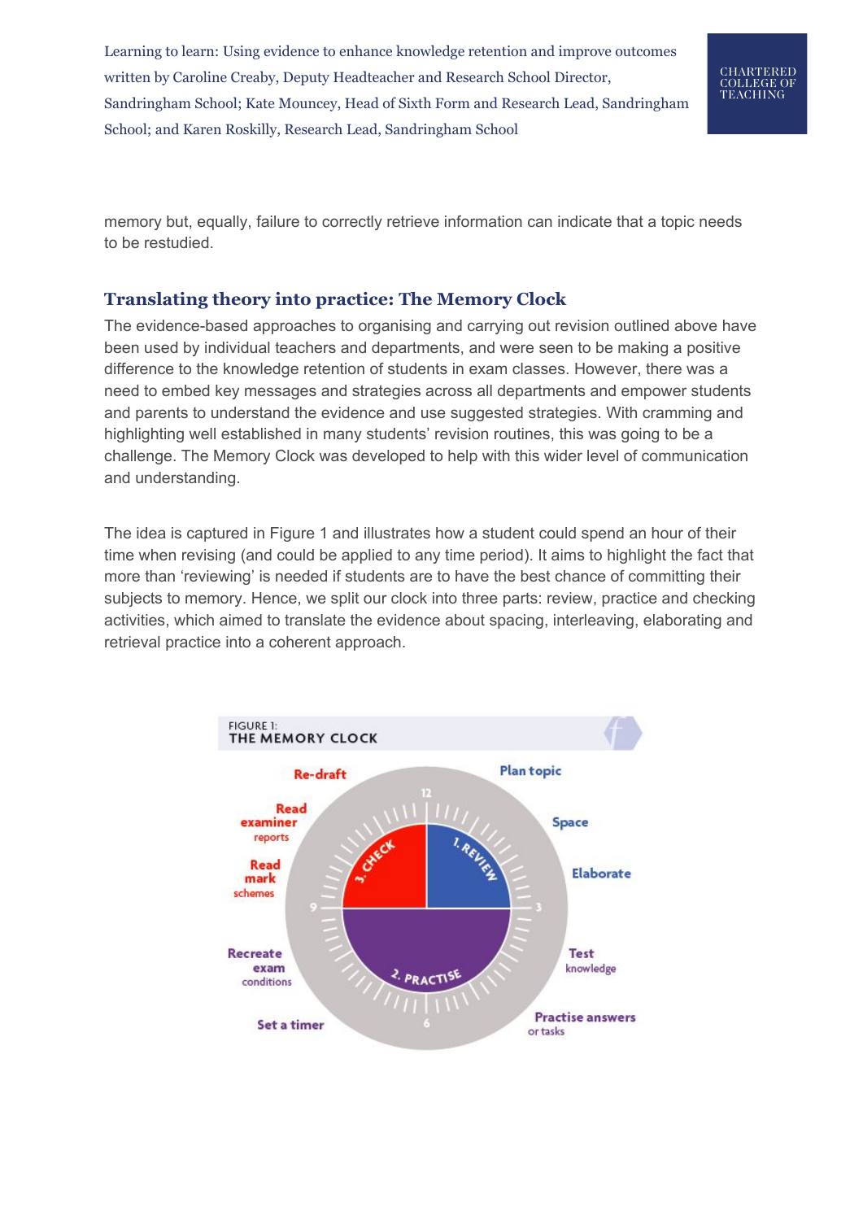memory but, equally, failure to correctly retrieve information can indicate that a topic needs to be restudied.

## Translating theory into practice: The Memory Clock

The evidence-based approaches to organising and carrying out revision outlined above have been used by individual teachers and departments, and were seen to be making a positive difference to the knowledge retention of students in exam classes. However, there was a need to embed key messages and strategies across all departments and empower students and parents to understand the evidence and use suggested strategies. With cramming and highlighting well established in many students' revision routines, this was going to be a challenge. The Memory Clock was developed to help with this wider level of communication and understanding.

The idea is captured in Figure 1 and illustrates how a student could spend an hour of their time when revising (and could be applied to any time period). It aims to highlight the fact that more than 'reviewing' is needed if students are to have the best chance of committing their subjects to memory. Hence, we split our clock into three parts: review, practice and checking activities, which aimed to translate the evidence about spacing, interleaving, elaborating and retrieval practice into a coherent approach.

FIGURE 1:
THE MEMORY CLOCK

1. REVIEW: Plan topic; Space; Elaborate

2. PRACTISE: Test knowledge; Practise answers or tasks; Set a timer; Recreate exam conditions

3. CHECK: Read mark schemes; Read examiner reports; Re-draft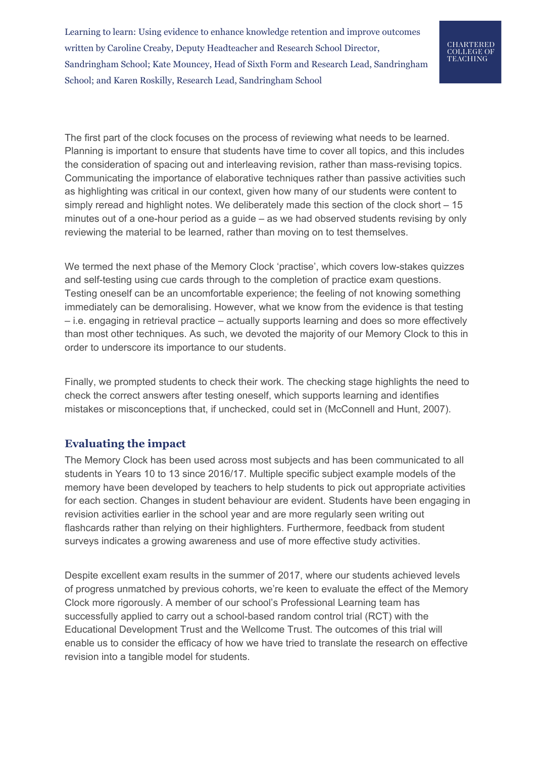The first part of the clock focuses on the process of reviewing what needs to be learned. Planning is important to ensure that students have time to cover all topics, and this includes the consideration of spacing out and interleaving revision, rather than mass-revising topics. Communicating the importance of elaborative techniques rather than passive activities such as highlighting was critical in our context, given how many of our students were content to simply reread and highlight notes. We deliberately made this section of the clock short – 15 minutes out of a one-hour period as a guide – as we had observed students revising by only reviewing the material to be learned, rather than moving on to test themselves.

We termed the next phase of the Memory Clock 'practise', which covers low-stakes quizzes and self-testing using cue cards through to the completion of practice exam questions. Testing oneself can be an uncomfortable experience; the feeling of not knowing something immediately can be demoralising. However, what we know from the evidence is that testing – i.e. engaging in retrieval practice – actually supports learning and does so more effectively than most other techniques. As such, we devoted the majority of our Memory Clock to this in order to underscore its importance to our students.

Finally, we prompted students to check their work. The checking stage highlights the need to check the correct answers after testing oneself, which supports learning and identifies mistakes or misconceptions that, if unchecked, could set in (McConnell and Hunt, 2007).

## Evaluating the impact

The Memory Clock has been used across most subjects and has been communicated to all students in Years 10 to 13 since 2016/17. Multiple specific subject example models of the memory have been developed by teachers to help students to pick out appropriate activities for each section. Changes in student behaviour are evident. Students have been engaging in revision activities earlier in the school year and are more regularly seen writing out flashcards rather than relying on their highlighters. Furthermore, feedback from student surveys indicates a growing awareness and use of more effective study activities.

Despite excellent exam results in the summer of 2017, where our students achieved levels of progress unmatched by previous cohorts, we're keen to evaluate the effect of the Memory Clock more rigorously. A member of our school's Professional Learning team has successfully applied to carry out a school-based random control trial (RCT) with the Educational Development Trust and the Wellcome Trust. The outcomes of this trial will enable us to consider the efficacy of how we have tried to translate the research on effective revision into a tangible model for students.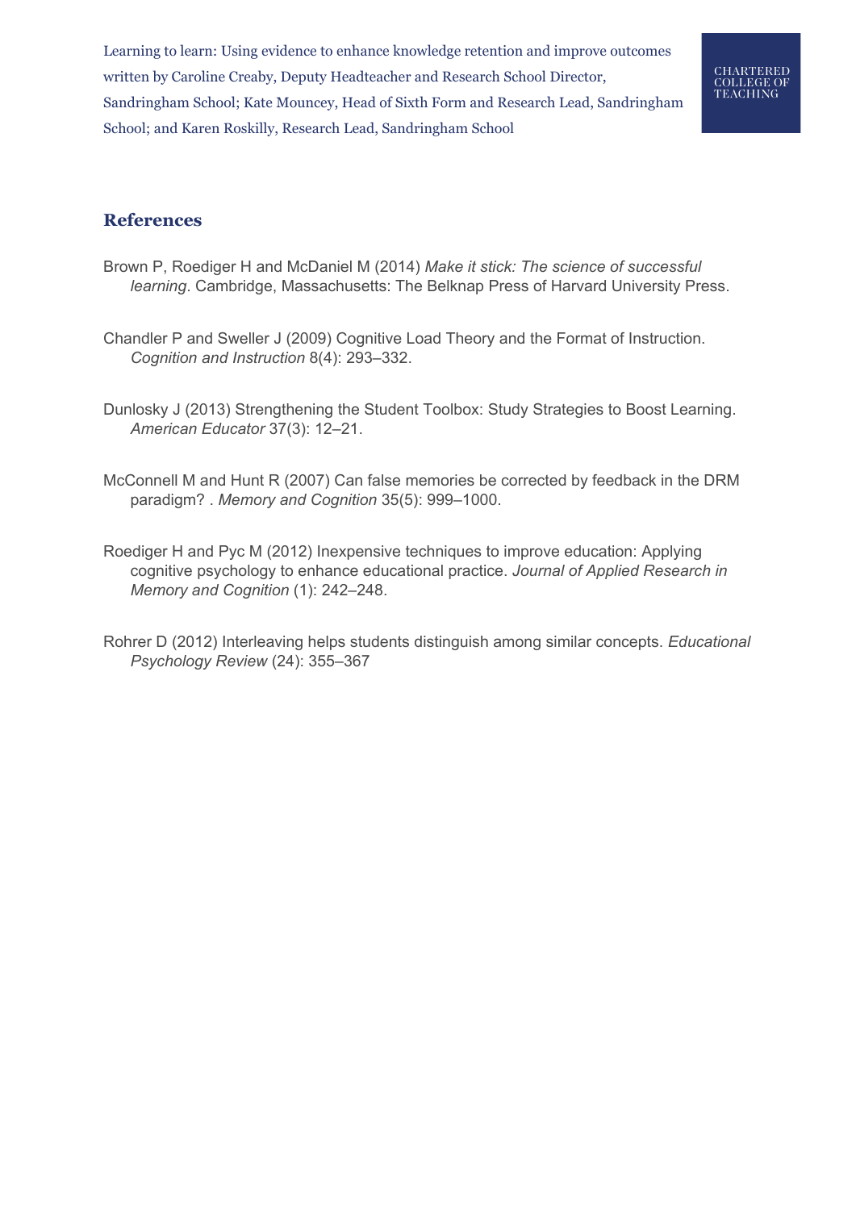## References

Brown P, Roediger H and McDaniel M (2014) *Make it stick: The science of successful learning*. Cambridge, Massachusetts: The Belknap Press of Harvard University Press.

Chandler P and Sweller J (2009) Cognitive Load Theory and the Format of Instruction. *Cognition and Instruction* 8(4): 293–332.

Dunlosky J (2013) Strengthening the Student Toolbox: Study Strategies to Boost Learning. *American Educator* 37(3): 12–21.

McConnell M and Hunt R (2007) Can false memories be corrected by feedback in the DRM paradigm? . *Memory and Cognition* 35(5): 999–1000.

Roediger H and Pyc M (2012) Inexpensive techniques to improve education: Applying cognitive psychology to enhance educational practice. *Journal of Applied Research in Memory and Cognition* (1): 242–248.

Rohrer D (2012) Interleaving helps students distinguish among similar concepts. *Educational Psychology Review* (24): 355–367